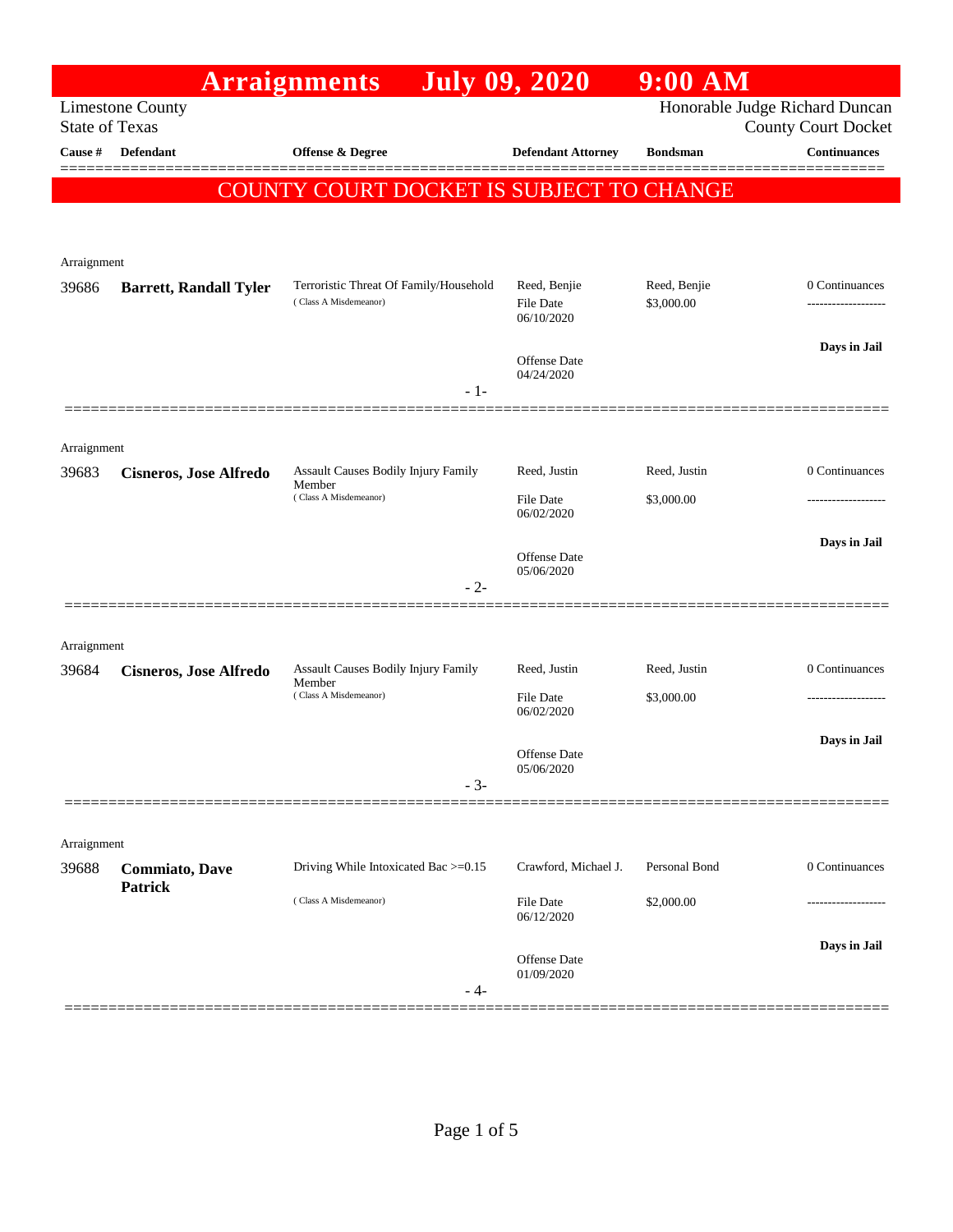# Arraignments July 09, 2020 9:00 AM

Limestone County
State of Texas

Honorable Judge Richard Duncan
County Court Docket

**COUNTY COURT DOCKET IS SUBJECT TO CHANGE**

| Cause # | Defendant | Offense & Degree | Defendant Attorney | Bondsman | Continuances |
|---|---|---|---|---|---|
| Arraignment | | | | | |
| 39686 | **Barrett, Randall Tyler** | Terroristic Threat Of Family/Household (Class A Misdemeanor) | Reed, Benjie<br>File Date 06/10/2020<br>Offense Date 04/24/2020 | Reed, Benjie<br>$3,000.00 | 0 Continuances<br>-------------------<br>**Days in Jail** |
| | | - 1- | | | |
| Arraignment | | | | | |
| 39683 | **Cisneros, Jose Alfredo** | Assault Causes Bodily Injury Family Member (Class A Misdemeanor) | Reed, Justin<br>File Date 06/02/2020<br>Offense Date 05/06/2020 | Reed, Justin<br>$3,000.00 | 0 Continuances<br>-------------------<br>**Days in Jail** |
| | | - 2- | | | |
| Arraignment | | | | | |
| 39684 | **Cisneros, Jose Alfredo** | Assault Causes Bodily Injury Family Member (Class A Misdemeanor) | Reed, Justin<br>File Date 06/02/2020<br>Offense Date 05/06/2020 | Reed, Justin<br>$3,000.00 | 0 Continuances<br>-------------------<br>**Days in Jail** |
| | | - 3- | | | |
| Arraignment | | | | | |
| 39688 | **Commiato, Dave Patrick** | Driving While Intoxicated Bac >=0.15 (Class A Misdemeanor) | Crawford, Michael J.<br>File Date 06/12/2020<br>Offense Date 01/09/2020 | Personal Bond<br>$2,000.00 | 0 Continuances<br>-------------------<br>**Days in Jail** |
| | | - 4- | | | |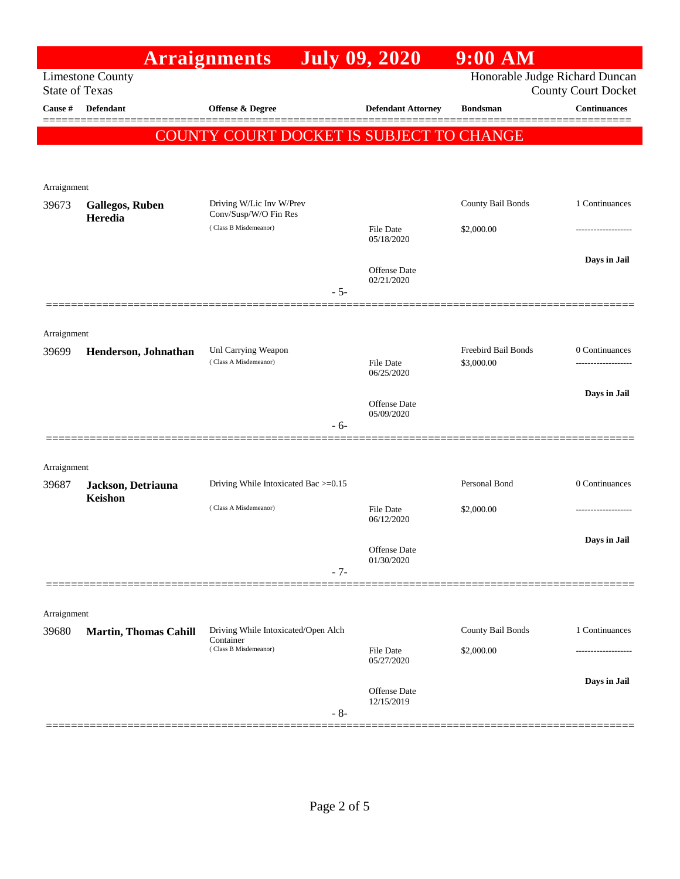# Arraignments July 09, 2020 9:00 AM

Limestone County
State of Texas

Honorable Judge Richard Duncan
County Court Docket

**COUNTY COURT DOCKET IS SUBJECT TO CHANGE**

| Cause # | Defendant | Offense & Degree | Defendant Attorney | Bondsman | Continuances |
|---|---|---|---|---|---|
| Arraignment | | | | | |
| 39673 | **Gallegos, Ruben Heredia** | Driving W/Lic Inv W/Prev Conv/Susp/W/O Fin Res (Class B Misdemeanor) | File Date 05/18/2020; Offense Date 02/21/2020 | County Bail Bonds $2,000.00 | 1 Continuances; Days in Jail |
| | - 5- | | | | |
| Arraignment | | | | | |
| 39699 | **Henderson, Johnathan** | Unl Carrying Weapon (Class A Misdemeanor) | File Date 06/25/2020; Offense Date 05/09/2020 | Freebird Bail Bonds $3,000.00 | 0 Continuances; Days in Jail |
| | - 6- | | | | |
| Arraignment | | | | | |
| 39687 | **Jackson, Detriauna Keishon** | Driving While Intoxicated Bac >=0.15 (Class A Misdemeanor) | File Date 06/12/2020; Offense Date 01/30/2020 | Personal Bond $2,000.00 | 0 Continuances; Days in Jail |
| | - 7- | | | | |
| Arraignment | | | | | |
| 39680 | **Martin, Thomas Cahill** | Driving While Intoxicated/Open Alch Container (Class B Misdemeanor) | File Date 05/27/2020; Offense Date 12/15/2019 | County Bail Bonds $2,000.00 | 1 Continuances; Days in Jail |
| | - 8- | | | | |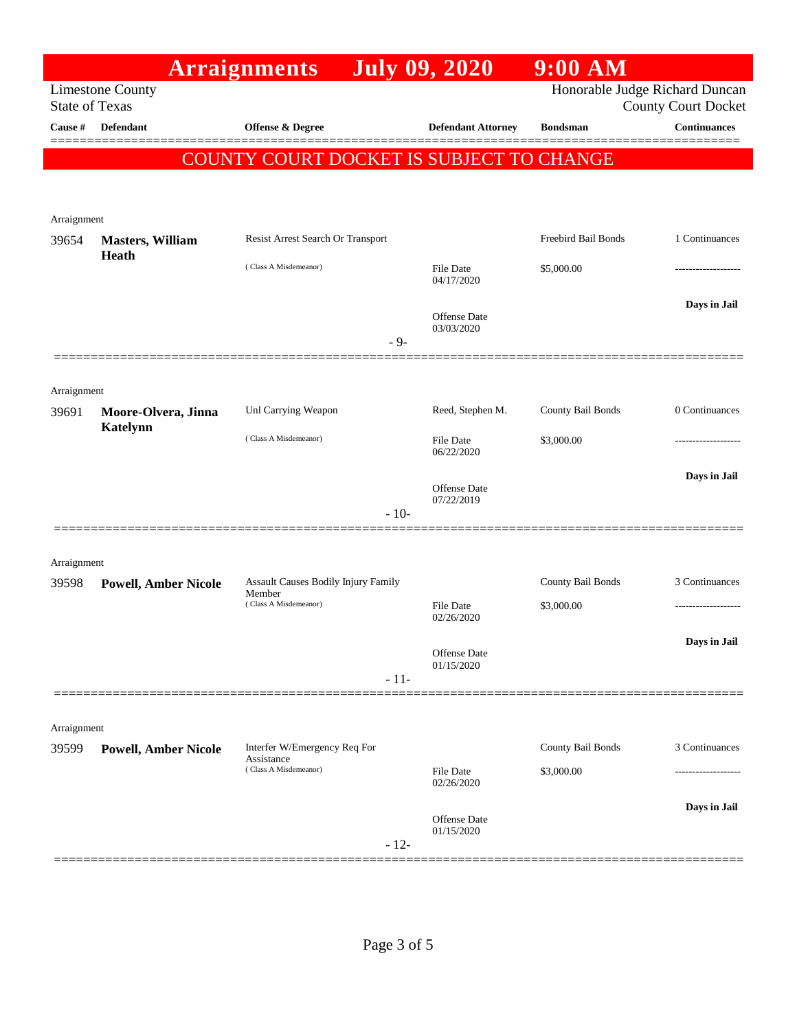# Arraignments July 09, 2020 9:00 AM

Limestone County
State of Texas

Honorable Judge Richard Duncan
County Court Docket

| Cause # | Defendant | Offense & Degree | Defendant Attorney | Bondsman | Continuances |
|---|---|---|---|---|---|

**COUNTY COURT DOCKET IS SUBJECT TO CHANGE**

---

Arraignment

| Cause # | Defendant | Offense & Degree | Defendant Attorney | Bondsman | Continuances |
|---|---|---|---|---|---|
| 39654 | **Masters, William Heath** | Resist Arrest Search Or Transport (Class A Misdemeanor) | File Date 04/17/2020; Offense Date 03/03/2020 | Freebird Bail Bonds $5,000.00 | 1 Continuances; Days in Jail |

- 9-

---

Arraignment

| Cause # | Defendant | Offense & Degree | Defendant Attorney | Bondsman | Continuances |
|---|---|---|---|---|---|
| 39691 | **Moore-Olvera, Jinna Katelynn** | Unl Carrying Weapon (Class A Misdemeanor) | Reed, Stephen M.; File Date 06/22/2020; Offense Date 07/22/2019 | County Bail Bonds $3,000.00 | 0 Continuances; Days in Jail |

- 10-

---

Arraignment

| Cause # | Defendant | Offense & Degree | Defendant Attorney | Bondsman | Continuances |
|---|---|---|---|---|---|
| 39598 | **Powell, Amber Nicole** | Assault Causes Bodily Injury Family Member (Class A Misdemeanor) | File Date 02/26/2020; Offense Date 01/15/2020 | County Bail Bonds $3,000.00 | 3 Continuances; Days in Jail |

- 11-

---

Arraignment

| Cause # | Defendant | Offense & Degree | Defendant Attorney | Bondsman | Continuances |
|---|---|---|---|---|---|
| 39599 | **Powell, Amber Nicole** | Interfer W/Emergency Req For Assistance (Class A Misdemeanor) | File Date 02/26/2020; Offense Date 01/15/2020 | County Bail Bonds $3,000.00 | 3 Continuances; Days in Jail |

- 12-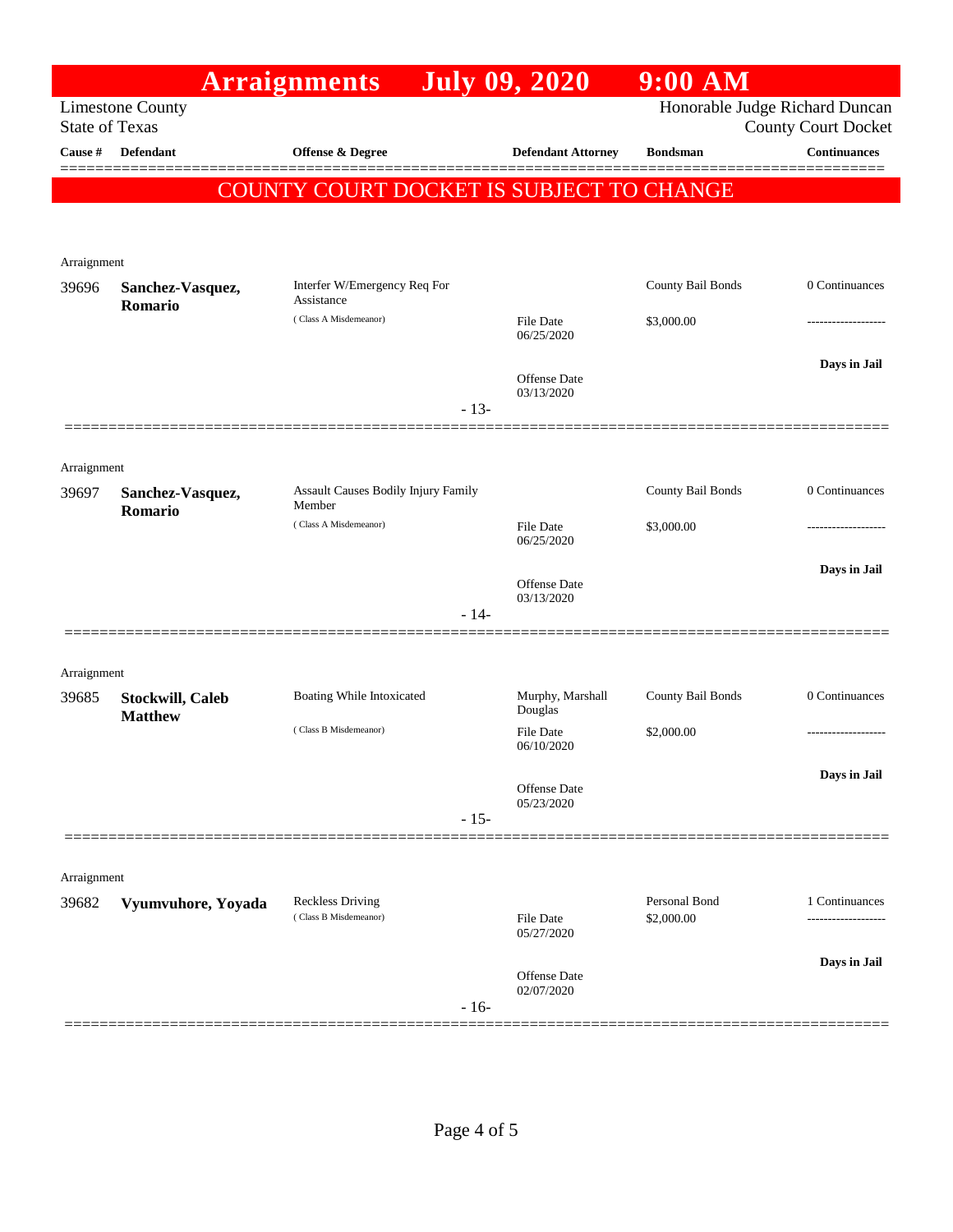# Arraignments July 09, 2020 9:00 AM

Limestone County
State of Texas

Honorable Judge Richard Duncan
County Court Docket

**COUNTY COURT DOCKET IS SUBJECT TO CHANGE**

| Cause # | Defendant | Offense & Degree | Defendant Attorney | Bondsman | Continuances |
|---|---|---|---|---|---|
| Arraignment | | | | | |
| 39696 | **Sanchez-Vasquez, Romario** | Interfer W/Emergency Req For Assistance (Class A Misdemeanor) | File Date 06/25/2020<br>Offense Date 03/13/2020 | County Bail Bonds<br>$3,000.00 | 0 Continuances<br>-------------------<br>**Days in Jail** |
| | | - 13- | | | |
| Arraignment | | | | | |
| 39697 | **Sanchez-Vasquez, Romario** | Assault Causes Bodily Injury Family Member (Class A Misdemeanor) | File Date 06/25/2020<br>Offense Date 03/13/2020 | County Bail Bonds<br>$3,000.00 | 0 Continuances<br>-------------------<br>**Days in Jail** |
| | | - 14- | | | |
| Arraignment | | | | | |
| 39685 | **Stockwill, Caleb Matthew** | Boating While Intoxicated (Class B Misdemeanor) | Murphy, Marshall Douglas<br>File Date 06/10/2020<br>Offense Date 05/23/2020 | County Bail Bonds<br>$2,000.00 | 0 Continuances<br>-------------------<br>**Days in Jail** |
| | | - 15- | | | |
| Arraignment | | | | | |
| 39682 | **Vyumvuhore, Yoyada** | Reckless Driving (Class B Misdemeanor) | File Date 05/27/2020<br>Offense Date 02/07/2020 | Personal Bond<br>$2,000.00 | 1 Continuances<br>-------------------<br>**Days in Jail** |
| | | - 16- | | | |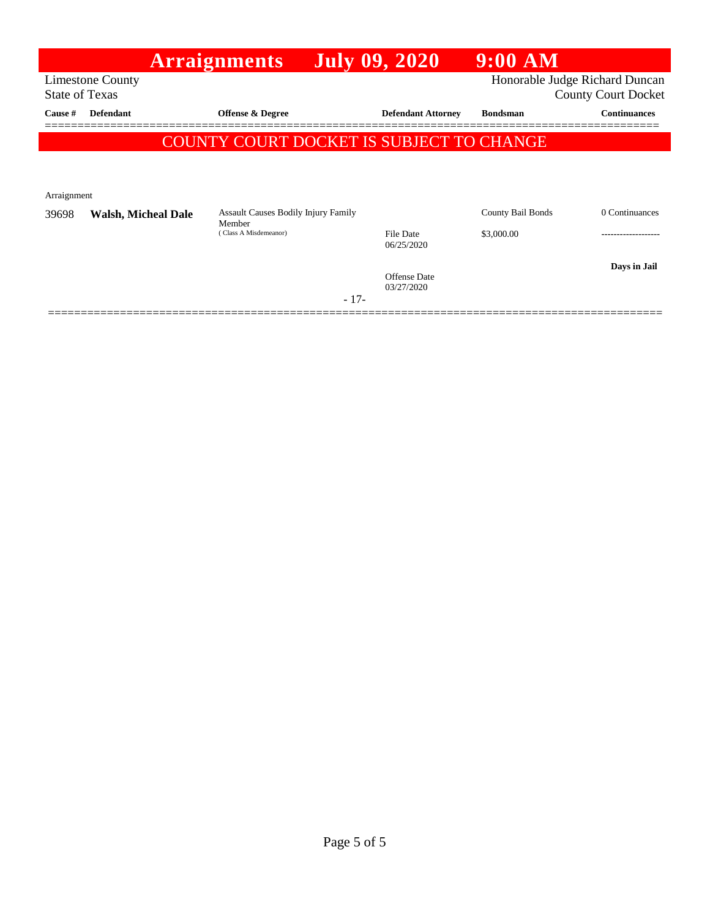# Arraignments July 09, 2020 9:00 AM

Limestone County
State of Texas

Honorable Judge Richard Duncan
County Court Docket

| Cause # | Defendant | Offense & Degree | Defendant Attorney | Bondsman | Continuances |
|---|---|---|---|---|---|

## COUNTY COURT DOCKET IS SUBJECT TO CHANGE

Arraignment

| Cause # | Defendant | Offense & Degree | Defendant Attorney | Bondsman | Continuances |
|---|---|---|---|---|---|
| 39698 | **Walsh, Micheal Dale** | Assault Causes Bodily Injury Family Member ( Class A Misdemeanor) | File Date 06/25/2020 | County Bail Bonds $3,000.00 | 0 Continuances ------------------- |
| | | | Offense Date 03/27/2020 | | **Days in Jail** |

- 17-